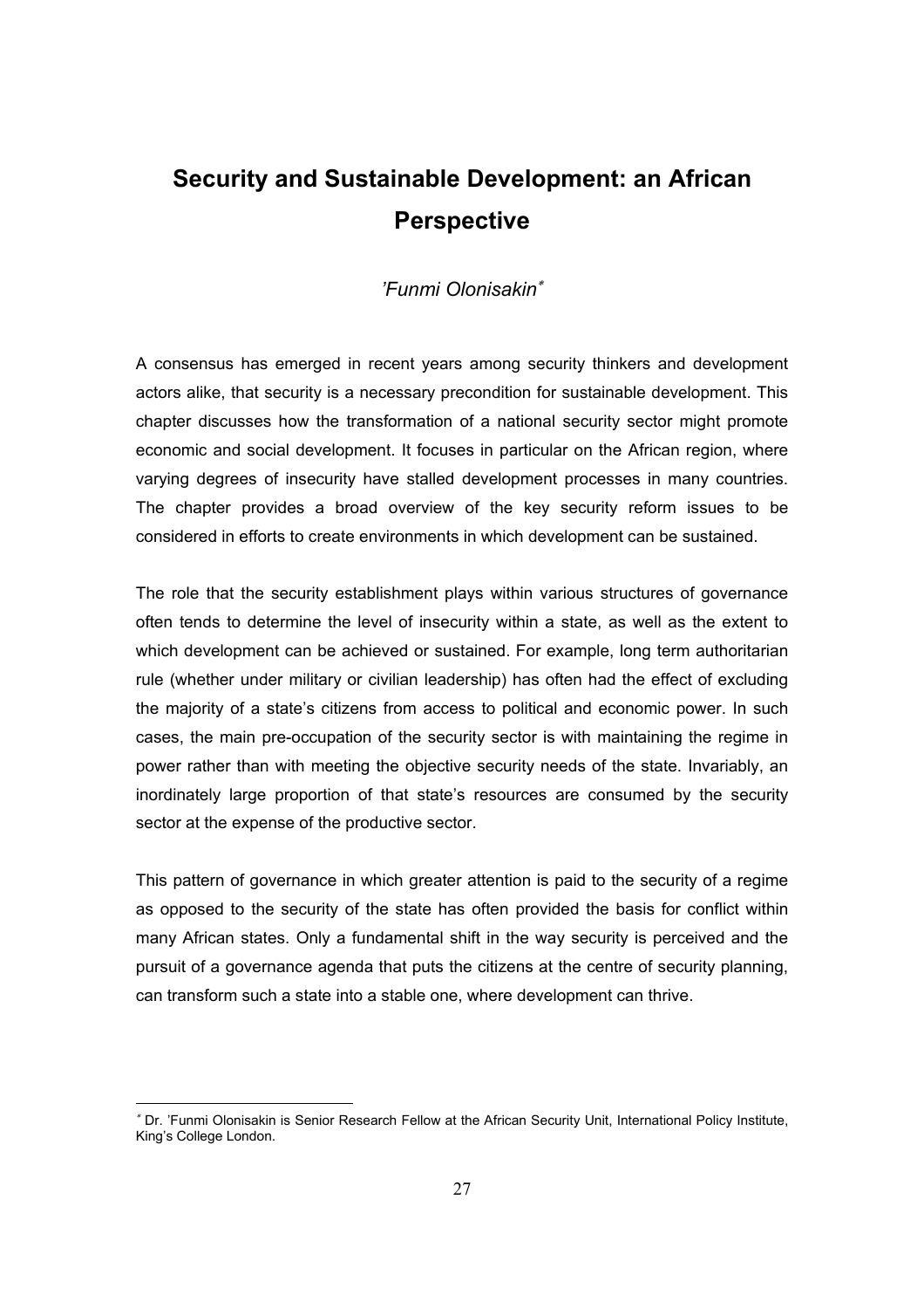# Security and Sustainable Development: an African Perspective

*'Funmi Olonisakin*[*]

A consensus has emerged in recent years among security thinkers and development actors alike, that security is a necessary precondition for sustainable development. This chapter discusses how the transformation of a national security sector might promote economic and social development. It focuses in particular on the African region, where varying degrees of insecurity have stalled development processes in many countries. The chapter provides a broad overview of the key security reform issues to be considered in efforts to create environments in which development can be sustained.

The role that the security establishment plays within various structures of governance often tends to determine the level of insecurity within a state, as well as the extent to which development can be achieved or sustained. For example, long term authoritarian rule (whether under military or civilian leadership) has often had the effect of excluding the majority of a state's citizens from access to political and economic power. In such cases, the main pre-occupation of the security sector is with maintaining the regime in power rather than with meeting the objective security needs of the state. Invariably, an inordinately large proportion of that state's resources are consumed by the security sector at the expense of the productive sector.

This pattern of governance in which greater attention is paid to the security of a regime as opposed to the security of the state has often provided the basis for conflict within many African states. Only a fundamental shift in the way security is perceived and the pursuit of a governance agenda that puts the citizens at the centre of security planning, can transform such a state into a stable one, where development can thrive.

---

[*] Dr. 'Funmi Olonisakin is Senior Research Fellow at the African Security Unit, International Policy Institute, King's College London.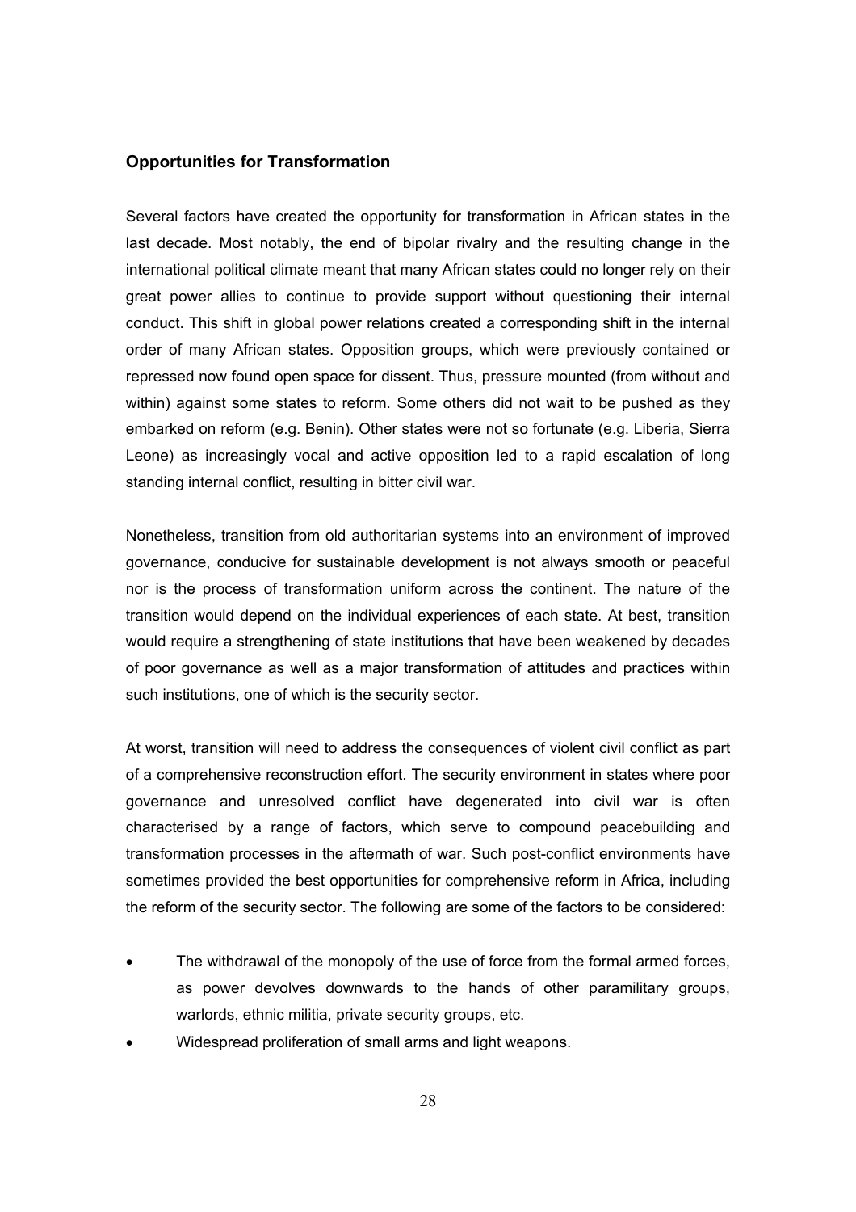## Opportunities for Transformation

Several factors have created the opportunity for transformation in African states in the last decade. Most notably, the end of bipolar rivalry and the resulting change in the international political climate meant that many African states could no longer rely on their great power allies to continue to provide support without questioning their internal conduct. This shift in global power relations created a corresponding shift in the internal order of many African states. Opposition groups, which were previously contained or repressed now found open space for dissent. Thus, pressure mounted (from without and within) against some states to reform. Some others did not wait to be pushed as they embarked on reform (e.g. Benin). Other states were not so fortunate (e.g. Liberia, Sierra Leone) as increasingly vocal and active opposition led to a rapid escalation of long standing internal conflict, resulting in bitter civil war.

Nonetheless, transition from old authoritarian systems into an environment of improved governance, conducive for sustainable development is not always smooth or peaceful nor is the process of transformation uniform across the continent. The nature of the transition would depend on the individual experiences of each state. At best, transition would require a strengthening of state institutions that have been weakened by decades of poor governance as well as a major transformation of attitudes and practices within such institutions, one of which is the security sector.

At worst, transition will need to address the consequences of violent civil conflict as part of a comprehensive reconstruction effort. The security environment in states where poor governance and unresolved conflict have degenerated into civil war is often characterised by a range of factors, which serve to compound peacebuilding and transformation processes in the aftermath of war. Such post-conflict environments have sometimes provided the best opportunities for comprehensive reform in Africa, including the reform of the security sector. The following are some of the factors to be considered:

- The withdrawal of the monopoly of the use of force from the formal armed forces, as power devolves downwards to the hands of other paramilitary groups, warlords, ethnic militia, private security groups, etc.
- Widespread proliferation of small arms and light weapons.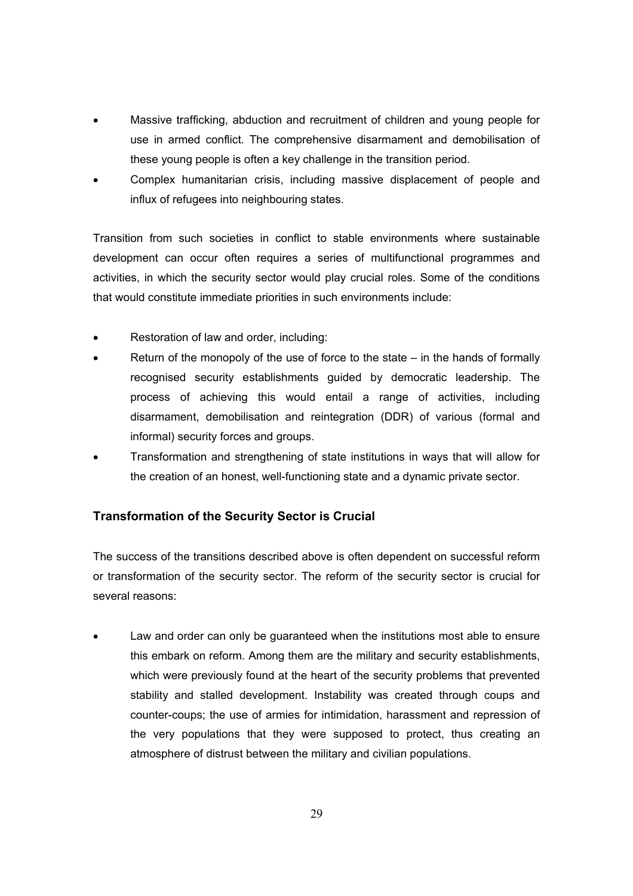- Massive trafficking, abduction and recruitment of children and young people for use in armed conflict. The comprehensive disarmament and demobilisation of these young people is often a key challenge in the transition period.
- Complex humanitarian crisis, including massive displacement of people and influx of refugees into neighbouring states.

Transition from such societies in conflict to stable environments where sustainable development can occur often requires a series of multifunctional programmes and activities, in which the security sector would play crucial roles. Some of the conditions that would constitute immediate priorities in such environments include:

- Restoration of law and order, including:
- Return of the monopoly of the use of force to the state – in the hands of formally recognised security establishments guided by democratic leadership. The process of achieving this would entail a range of activities, including disarmament, demobilisation and reintegration (DDR) of various (formal and informal) security forces and groups.
- Transformation and strengthening of state institutions in ways that will allow for the creation of an honest, well-functioning state and a dynamic private sector.

### Transformation of the Security Sector is Crucial

The success of the transitions described above is often dependent on successful reform or transformation of the security sector. The reform of the security sector is crucial for several reasons:

- Law and order can only be guaranteed when the institutions most able to ensure this embark on reform. Among them are the military and security establishments, which were previously found at the heart of the security problems that prevented stability and stalled development. Instability was created through coups and counter-coups; the use of armies for intimidation, harassment and repression of the very populations that they were supposed to protect, thus creating an atmosphere of distrust between the military and civilian populations.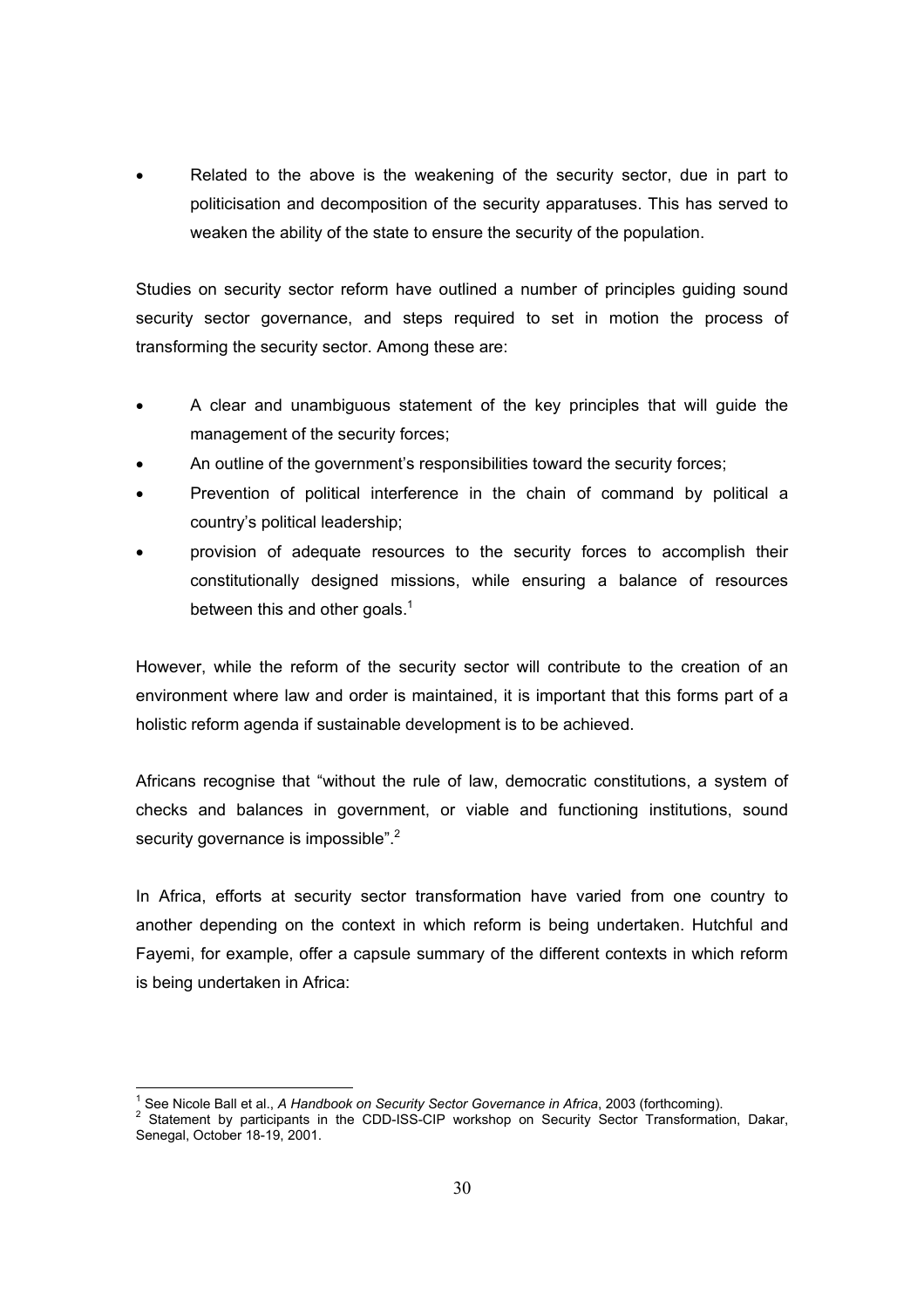- Related to the above is the weakening of the security sector, due in part to politicisation and decomposition of the security apparatuses. This has served to weaken the ability of the state to ensure the security of the population.

Studies on security sector reform have outlined a number of principles guiding sound security sector governance, and steps required to set in motion the process of transforming the security sector. Among these are:

- A clear and unambiguous statement of the key principles that will guide the management of the security forces;
- An outline of the government's responsibilities toward the security forces;
- Prevention of political interference in the chain of command by political a country's political leadership;
- provision of adequate resources to the security forces to accomplish their constitutionally designed missions, while ensuring a balance of resources between this and other goals.[1]

However, while the reform of the security sector will contribute to the creation of an environment where law and order is maintained, it is important that this forms part of a holistic reform agenda if sustainable development is to be achieved.

Africans recognise that "without the rule of law, democratic constitutions, a system of checks and balances in government, or viable and functioning institutions, sound security governance is impossible".[2]

In Africa, efforts at security sector transformation have varied from one country to another depending on the context in which reform is being undertaken. Hutchful and Fayemi, for example, offer a capsule summary of the different contexts in which reform is being undertaken in Africa:

---

[1] See Nicole Ball et al., *A Handbook on Security Sector Governance in Africa*, 2003 (forthcoming).

[2] Statement by participants in the CDD-ISS-CIP workshop on Security Sector Transformation, Dakar, Senegal, October 18-19, 2001.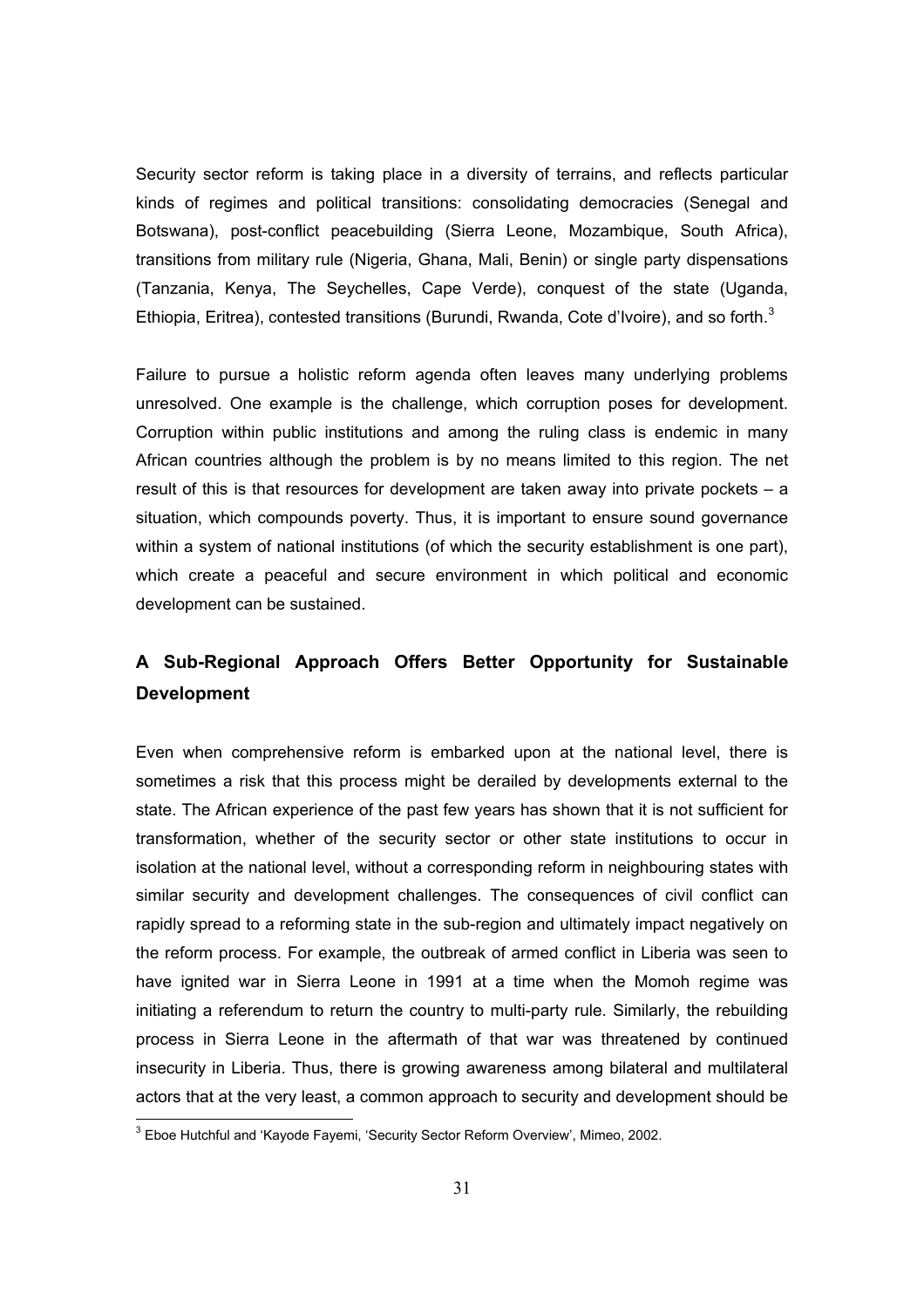Security sector reform is taking place in a diversity of terrains, and reflects particular kinds of regimes and political transitions: consolidating democracies (Senegal and Botswana), post-conflict peacebuilding (Sierra Leone, Mozambique, South Africa), transitions from military rule (Nigeria, Ghana, Mali, Benin) or single party dispensations (Tanzania, Kenya, The Seychelles, Cape Verde), conquest of the state (Uganda, Ethiopia, Eritrea), contested transitions (Burundi, Rwanda, Cote d'Ivoire), and so forth.[3]

Failure to pursue a holistic reform agenda often leaves many underlying problems unresolved. One example is the challenge, which corruption poses for development. Corruption within public institutions and among the ruling class is endemic in many African countries although the problem is by no means limited to this region. The net result of this is that resources for development are taken away into private pockets – a situation, which compounds poverty. Thus, it is important to ensure sound governance within a system of national institutions (of which the security establishment is one part), which create a peaceful and secure environment in which political and economic development can be sustained.

## A Sub-Regional Approach Offers Better Opportunity for Sustainable Development

Even when comprehensive reform is embarked upon at the national level, there is sometimes a risk that this process might be derailed by developments external to the state. The African experience of the past few years has shown that it is not sufficient for transformation, whether of the security sector or other state institutions to occur in isolation at the national level, without a corresponding reform in neighbouring states with similar security and development challenges. The consequences of civil conflict can rapidly spread to a reforming state in the sub-region and ultimately impact negatively on the reform process. For example, the outbreak of armed conflict in Liberia was seen to have ignited war in Sierra Leone in 1991 at a time when the Momoh regime was initiating a referendum to return the country to multi-party rule. Similarly, the rebuilding process in Sierra Leone in the aftermath of that war was threatened by continued insecurity in Liberia. Thus, there is growing awareness among bilateral and multilateral actors that at the very least, a common approach to security and development should be

[3] Eboe Hutchful and 'Kayode Fayemi, 'Security Sector Reform Overview', Mimeo, 2002.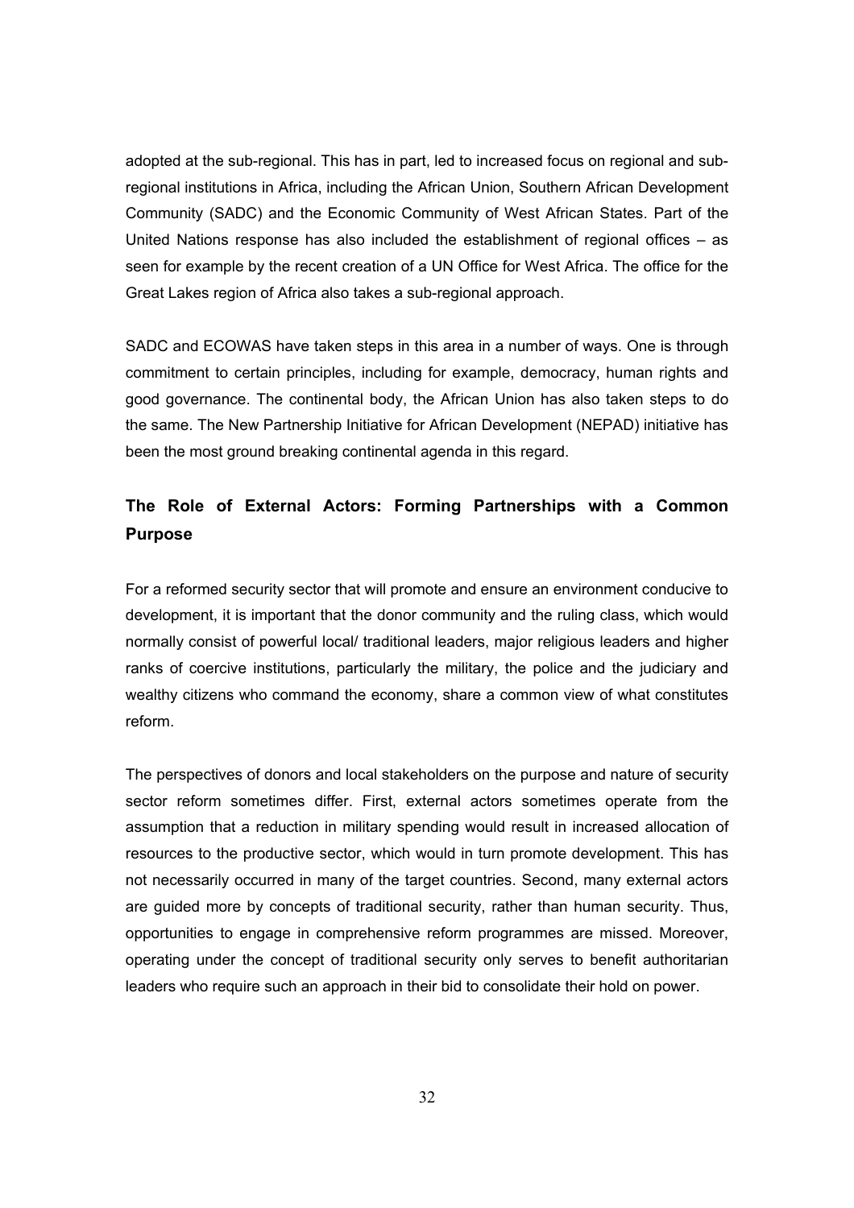adopted at the sub-regional. This has in part, led to increased focus on regional and sub-regional institutions in Africa, including the African Union, Southern African Development Community (SADC) and the Economic Community of West African States. Part of the United Nations response has also included the establishment of regional offices – as seen for example by the recent creation of a UN Office for West Africa. The office for the Great Lakes region of Africa also takes a sub-regional approach.

SADC and ECOWAS have taken steps in this area in a number of ways. One is through commitment to certain principles, including for example, democracy, human rights and good governance. The continental body, the African Union has also taken steps to do the same. The New Partnership Initiative for African Development (NEPAD) initiative has been the most ground breaking continental agenda in this regard.

## The Role of External Actors: Forming Partnerships with a Common Purpose

For a reformed security sector that will promote and ensure an environment conducive to development, it is important that the donor community and the ruling class, which would normally consist of powerful local/ traditional leaders, major religious leaders and higher ranks of coercive institutions, particularly the military, the police and the judiciary and wealthy citizens who command the economy, share a common view of what constitutes reform.

The perspectives of donors and local stakeholders on the purpose and nature of security sector reform sometimes differ. First, external actors sometimes operate from the assumption that a reduction in military spending would result in increased allocation of resources to the productive sector, which would in turn promote development. This has not necessarily occurred in many of the target countries. Second, many external actors are guided more by concepts of traditional security, rather than human security. Thus, opportunities to engage in comprehensive reform programmes are missed. Moreover, operating under the concept of traditional security only serves to benefit authoritarian leaders who require such an approach in their bid to consolidate their hold on power.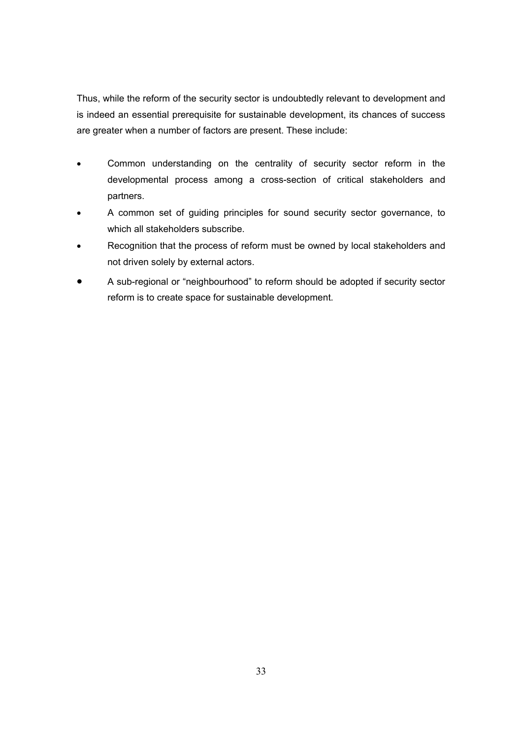Thus, while the reform of the security sector is undoubtedly relevant to development and is indeed an essential prerequisite for sustainable development, its chances of success are greater when a number of factors are present. These include:

- Common understanding on the centrality of security sector reform in the developmental process among a cross-section of critical stakeholders and partners.
- A common set of guiding principles for sound security sector governance, to which all stakeholders subscribe.
- Recognition that the process of reform must be owned by local stakeholders and not driven solely by external actors.
- A sub-regional or "neighbourhood" to reform should be adopted if security sector reform is to create space for sustainable development.